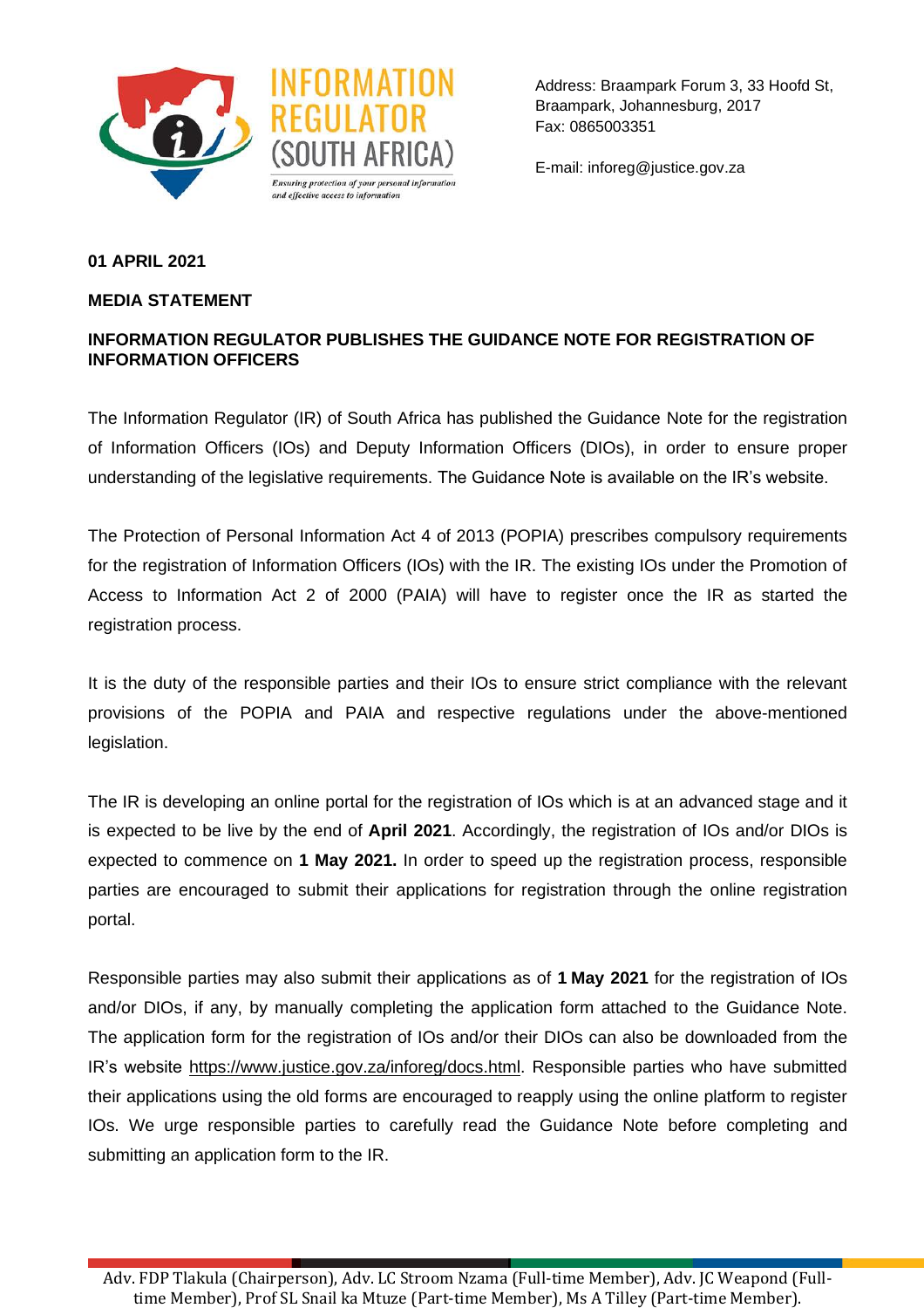INFORMATION REGULATOR (SOUTH AFRICA)

*Ensuring protection of your personal information and effective access to information*

Address: Braampark Forum 3, 33 Hoofd St, Braampark, Johannesburg, 2017
Fax: 0865003351

E-mail: inforeg@justice.gov.za

**01 APRIL 2021**

**MEDIA STATEMENT**

**INFORMATION REGULATOR PUBLISHES THE GUIDANCE NOTE FOR REGISTRATION OF INFORMATION OFFICERS**

The Information Regulator (IR) of South Africa has published the Guidance Note for the registration of Information Officers (IOs) and Deputy Information Officers (DIOs), in order to ensure proper understanding of the legislative requirements. The Guidance Note is available on the IR's website.

The Protection of Personal Information Act 4 of 2013 (POPIA) prescribes compulsory requirements for the registration of Information Officers (IOs) with the IR. The existing IOs under the Promotion of Access to Information Act 2 of 2000 (PAIA) will have to register once the IR as started the registration process.

It is the duty of the responsible parties and their IOs to ensure strict compliance with the relevant provisions of the POPIA and PAIA and respective regulations under the above-mentioned legislation.

The IR is developing an online portal for the registration of IOs which is at an advanced stage and it is expected to be live by the end of **April 2021**. Accordingly, the registration of IOs and/or DIOs is expected to commence on **1 May 2021.** In order to speed up the registration process, responsible parties are encouraged to submit their applications for registration through the online registration portal.

Responsible parties may also submit their applications as of **1 May 2021** for the registration of IOs and/or DIOs, if any, by manually completing the application form attached to the Guidance Note. The application form for the registration of IOs and/or their DIOs can also be downloaded from the IR's website https://www.justice.gov.za/inforeg/docs.html. Responsible parties who have submitted their applications using the old forms are encouraged to reapply using the online platform to register IOs. We urge responsible parties to carefully read the Guidance Note before completing and submitting an application form to the IR.

Adv. FDP Tlakula (Chairperson), Adv. LC Stroom Nzama (Full-time Member), Adv. JC Weapond (Full-time Member), Prof SL Snail ka Mtuze (Part-time Member), Ms A Tilley (Part-time Member).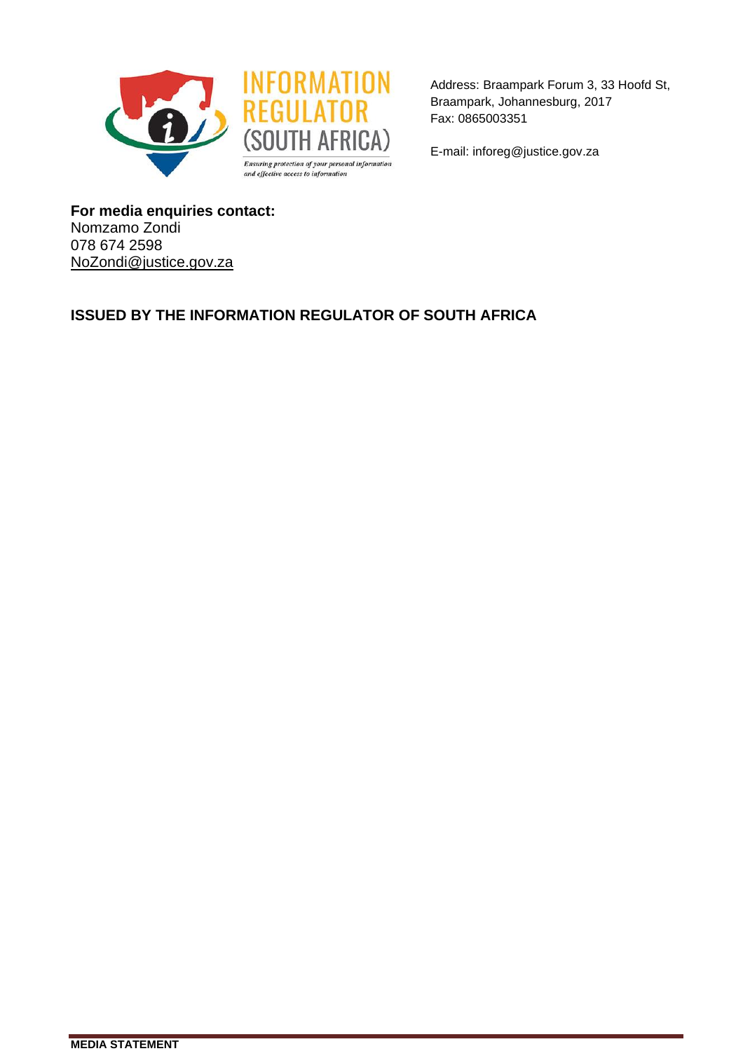Address: Braampark Forum 3, 33 Hoofd St,
Braampark, Johannesburg, 2017
Fax: 0865003351

E-mail: inforeg@justice.gov.za

**For media enquiries contact:**
Nomzamo Zondi
078 674 2598
NoZondi@justice.gov.za

**ISSUED BY THE INFORMATION REGULATOR OF SOUTH AFRICA**